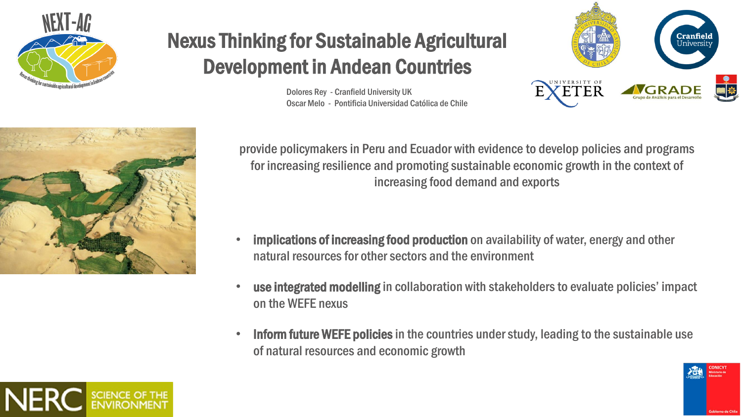# Nexus Thinking for Sustainable Agricultural Development in Andean Countries

Dolores Rey - Cranfield University UK
Oscar Melo - Pontificia Universidad Católica de Chile

provide policymakers in Peru and Ecuador with evidence to develop policies and programs for increasing resilience and promoting sustainable economic growth in the context of increasing food demand and exports

- **implications of increasing food production** on availability of water, energy and other natural resources for other sectors and the environment
- **use integrated modelling** in collaboration with stakeholders to evaluate policies' impact on the WEFE nexus
- **Inform future WEFE policies** in the countries under study, leading to the sustainable use of natural resources and economic growth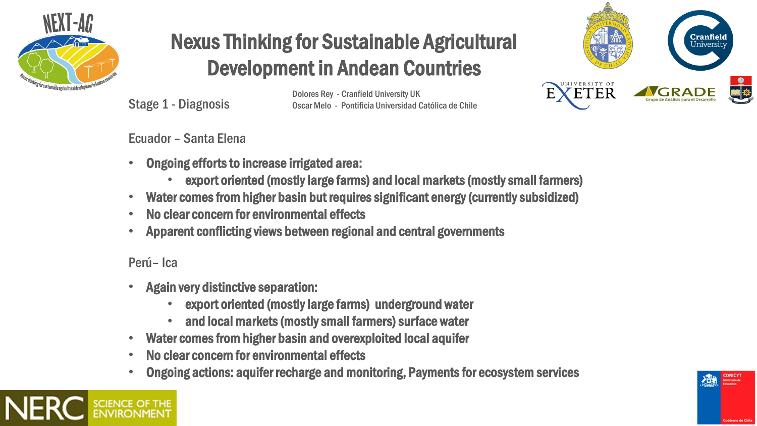# Nexus Thinking for Sustainable Agricultural Development in Andean Countries

Stage 1 - Diagnosis

Dolores Rey - Cranfield University UK
Oscar Melo - Pontificia Universidad Católica de Chile

Ecuador – Santa Elena

- **Ongoing efforts to increase irrigated area:**
  - **export oriented (mostly large farms) and local markets (mostly small farmers)**
- **Water comes from higher basin but requires significant energy (currently subsidized)**
- **No clear concern for environmental effects**
- **Apparent conflicting views between regional and central governments**

Perú– Ica

- **Again very distinctive separation:**
  - **export oriented (mostly large farms) underground water**
  - **and local markets (mostly small farmers) surface water**
- **Water comes from higher basin and overexploited local aquifer**
- **No clear concern for environmental effects**
- **Ongoing actions: aquifer recharge and monitoring, Payments for ecosystem services**